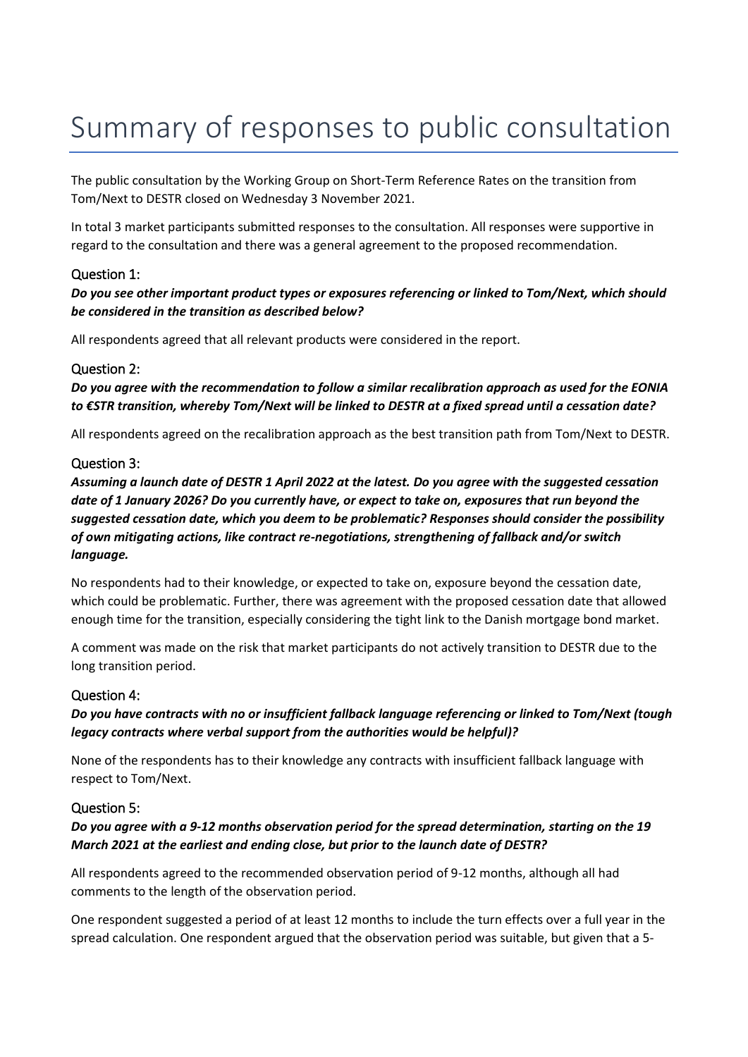# Summary of responses to public consultation

The public consultation by the Working Group on Short-Term Reference Rates on the transition from Tom/Next to DESTR closed on Wednesday 3 November 2021.

In total 3 market participants submitted responses to the consultation. All responses were supportive in regard to the consultation and there was a general agreement to the proposed recommendation.

## Question 1:

***Do you see other important product types or exposures referencing or linked to Tom/Next, which should be considered in the transition as described below?***

All respondents agreed that all relevant products were considered in the report.

## Question 2:

***Do you agree with the recommendation to follow a similar recalibration approach as used for the EONIA to €STR transition, whereby Tom/Next will be linked to DESTR at a fixed spread until a cessation date?***

All respondents agreed on the recalibration approach as the best transition path from Tom/Next to DESTR.

## Question 3:

***Assuming a launch date of DESTR 1 April 2022 at the latest. Do you agree with the suggested cessation date of 1 January 2026? Do you currently have, or expect to take on, exposures that run beyond the suggested cessation date, which you deem to be problematic? Responses should consider the possibility of own mitigating actions, like contract re-negotiations, strengthening of fallback and/or switch language.***

No respondents had to their knowledge, or expected to take on, exposure beyond the cessation date, which could be problematic. Further, there was agreement with the proposed cessation date that allowed enough time for the transition, especially considering the tight link to the Danish mortgage bond market.

A comment was made on the risk that market participants do not actively transition to DESTR due to the long transition period.

## Question 4:

***Do you have contracts with no or insufficient fallback language referencing or linked to Tom/Next (tough legacy contracts where verbal support from the authorities would be helpful)?***

None of the respondents has to their knowledge any contracts with insufficient fallback language with respect to Tom/Next.

## Question 5:

***Do you agree with a 9-12 months observation period for the spread determination, starting on the 19 March 2021 at the earliest and ending close, but prior to the launch date of DESTR?***

All respondents agreed to the recommended observation period of 9-12 months, although all had comments to the length of the observation period.

One respondent suggested a period of at least 12 months to include the turn effects over a full year in the spread calculation. One respondent argued that the observation period was suitable, but given that a 5-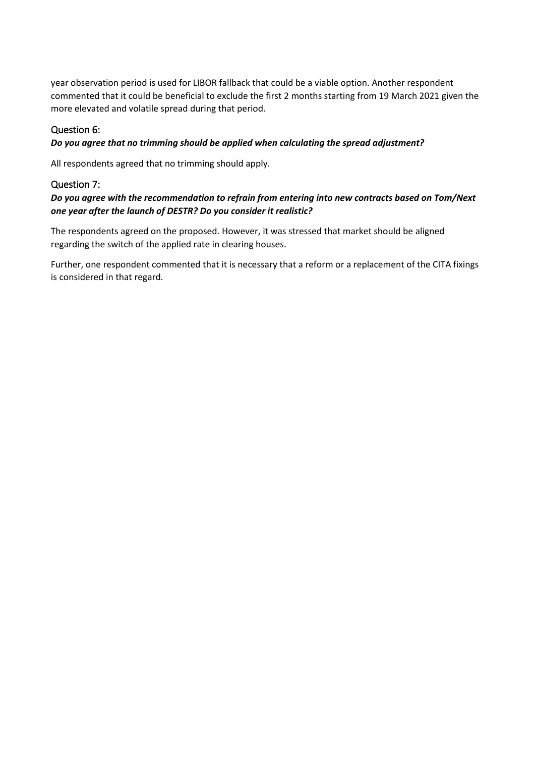year observation period is used for LIBOR fallback that could be a viable option. Another respondent commented that it could be beneficial to exclude the first 2 months starting from 19 March 2021 given the more elevated and volatile spread during that period.

## Question 6:

***Do you agree that no trimming should be applied when calculating the spread adjustment?***

All respondents agreed that no trimming should apply.

## Question 7:

***Do you agree with the recommendation to refrain from entering into new contracts based on Tom/Next one year after the launch of DESTR? Do you consider it realistic?***

The respondents agreed on the proposed. However, it was stressed that market should be aligned regarding the switch of the applied rate in clearing houses.

Further, one respondent commented that it is necessary that a reform or a replacement of the CITA fixings is considered in that regard.